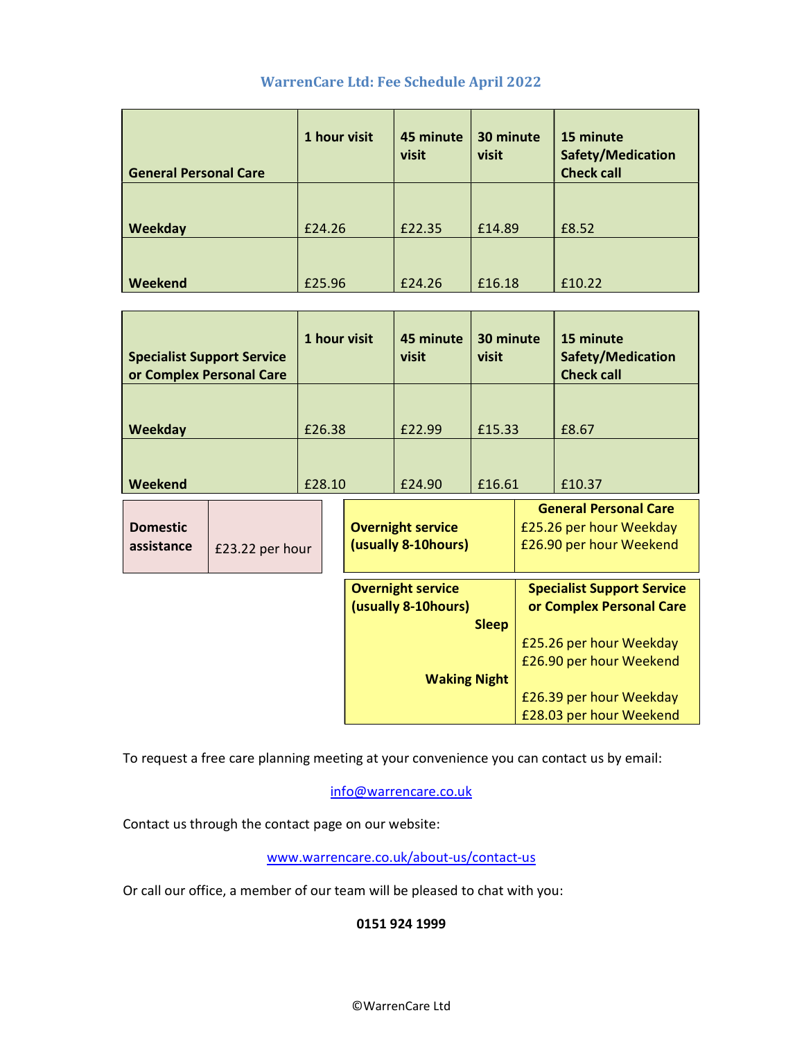# WarrenCare Ltd: Fee Schedule April 2022

| General Personal Care | 1 hour visit | 45 minute visit | 30 minute visit | 15 minute Safety/Medication Check call |
|---|---|---|---|---|
| Weekday | £24.26 | £22.35 | £14.89 | £8.52 |
| Weekend | £25.96 | £24.26 | £16.18 | £10.22 |

| Specialist Support Service or Complex Personal Care | 1 hour visit | 45 minute visit | 30 minute visit | 15 minute Safety/Medication Check call |
|---|---|---|---|---|
| Weekday | £26.38 | £22.99 | £15.33 | £8.67 |
| Weekend | £28.10 | £24.90 | £16.61 | £10.37 |

| Domestic assistance | £23.22 per hour |
|---|---|

| Overnight service (usually 8-10hours) | General Personal Care |
|---|---|
| | £25.26 per hour Weekday<br>£26.90 per hour Weekend |

| Overnight service (usually 8-10hours) | Specialist Support Service or Complex Personal Care |
|---|---|
| Sleep | £25.26 per hour Weekday<br>£26.90 per hour Weekend |
| Waking Night | £26.39 per hour Weekday<br>£28.03 per hour Weekend |

To request a free care planning meeting at your convenience you can contact us by email:

info@warrencare.co.uk

Contact us through the contact page on our website:

www.warrencare.co.uk/about-us/contact-us

Or call our office, a member of our team will be pleased to chat with you:

**0151 924 1999**

©WarrenCare Ltd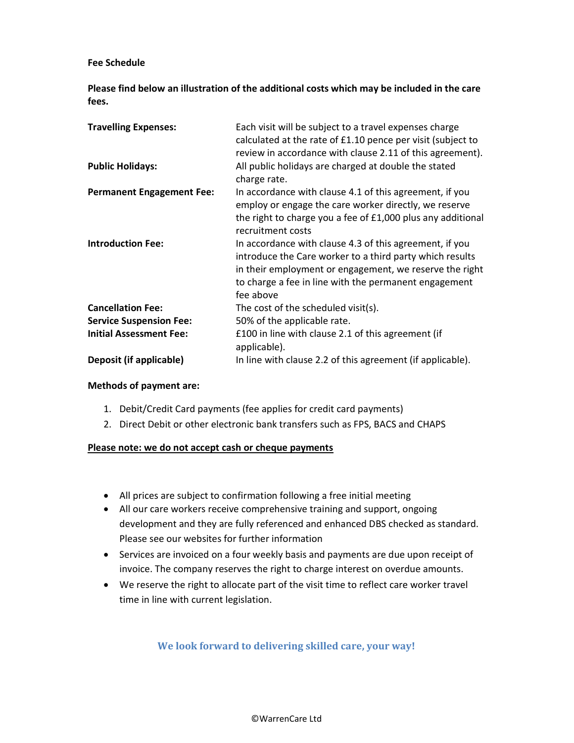**Fee Schedule**

**Please find below an illustration of the additional costs which may be included in the care fees.**

| | |
|---|---|
| **Travelling Expenses:** | Each visit will be subject to a travel expenses charge calculated at the rate of £1.10 pence per visit (subject to review in accordance with clause 2.11 of this agreement). |
| **Public Holidays:** | All public holidays are charged at double the stated charge rate. |
| **Permanent Engagement Fee:** | In accordance with clause 4.1 of this agreement, if you employ or engage the care worker directly, we reserve the right to charge you a fee of £1,000 plus any additional recruitment costs |
| **Introduction Fee:** | In accordance with clause 4.3 of this agreement, if you introduce the Care worker to a third party which results in their employment or engagement, we reserve the right to charge a fee in line with the permanent engagement fee above |
| **Cancellation Fee:** | The cost of the scheduled visit(s). |
| **Service Suspension Fee:** | 50% of the applicable rate. |
| **Initial Assessment Fee:** | £100 in line with clause 2.1 of this agreement (if applicable). |
| **Deposit (if applicable)** | In line with clause 2.2 of this agreement (if applicable). |

**Methods of payment are:**

1. Debit/Credit Card payments (fee applies for credit card payments)
2. Direct Debit or other electronic bank transfers such as FPS, BACS and CHAPS

**Please note: we do not accept cash or cheque payments**

- All prices are subject to confirmation following a free initial meeting
- All our care workers receive comprehensive training and support, ongoing development and they are fully referenced and enhanced DBS checked as standard. Please see our websites for further information
- Services are invoiced on a four weekly basis and payments are due upon receipt of invoice. The company reserves the right to charge interest on overdue amounts.
- We reserve the right to allocate part of the visit time to reflect care worker travel time in line with current legislation.

**We look forward to delivering skilled care, your way!**

©WarrenCare Ltd